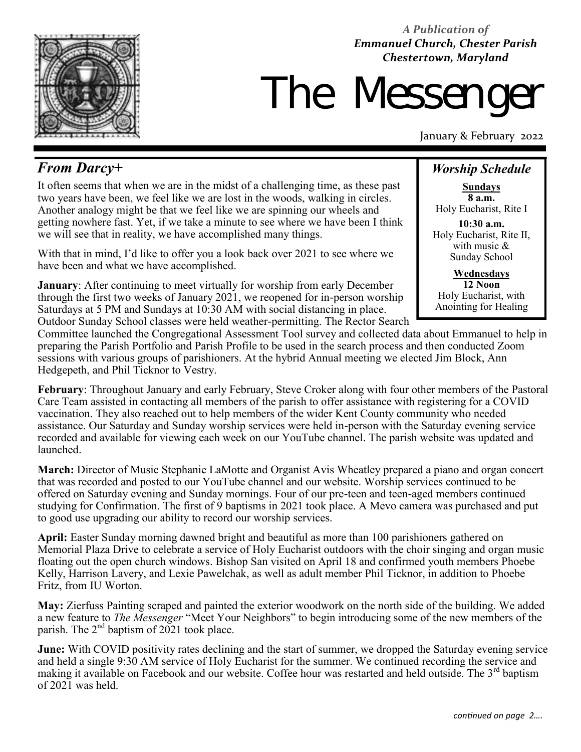*A Publication of*
***Emmanuel Church, Chester Parish***
***Chestertown, Maryland***

# The Messenger

January & February 2022

## *Worship Schedule*

**Sundays**
**8 a.m.**
Holy Eucharist, Rite I

**10:30 a.m.**
Holy Eucharist, Rite II, with music & Sunday School

**Wednesdays**
**12 Noon**
Holy Eucharist, with Anointing for Healing

## *From Darcy+*

It often seems that when we are in the midst of a challenging time, as these past two years have been, we feel like we are lost in the woods, walking in circles. Another analogy might be that we feel like we are spinning our wheels and getting nowhere fast. Yet, if we take a minute to see where we have been I think we will see that in reality, we have accomplished many things.

With that in mind, I'd like to offer you a look back over 2021 to see where we have been and what we have accomplished.

**January**: After continuing to meet virtually for worship from early December through the first two weeks of January 2021, we reopened for in-person worship Saturdays at 5 PM and Sundays at 10:30 AM with social distancing in place. Outdoor Sunday School classes were held weather-permitting. The Rector Search Committee launched the Congregational Assessment Tool survey and collected data about Emmanuel to help in preparing the Parish Portfolio and Parish Profile to be used in the search process and then conducted Zoom sessions with various groups of parishioners. At the hybrid Annual meeting we elected Jim Block, Ann Hedgepeth, and Phil Ticknor to Vestry.

**February**: Throughout January and early February, Steve Croker along with four other members of the Pastoral Care Team assisted in contacting all members of the parish to offer assistance with registering for a COVID vaccination. They also reached out to help members of the wider Kent County community who needed assistance. Our Saturday and Sunday worship services were held in-person with the Saturday evening service recorded and available for viewing each week on our YouTube channel. The parish website was updated and launched.

**March:** Director of Music Stephanie LaMotte and Organist Avis Wheatley prepared a piano and organ concert that was recorded and posted to our YouTube channel and our website. Worship services continued to be offered on Saturday evening and Sunday mornings. Four of our pre-teen and teen-aged members continued studying for Confirmation. The first of 9 baptisms in 2021 took place. A Mevo camera was purchased and put to good use upgrading our ability to record our worship services.

**April:** Easter Sunday morning dawned bright and beautiful as more than 100 parishioners gathered on Memorial Plaza Drive to celebrate a service of Holy Eucharist outdoors with the choir singing and organ music floating out the open church windows. Bishop San visited on April 18 and confirmed youth members Phoebe Kelly, Harrison Lavery, and Lexie Pawelchak, as well as adult member Phil Ticknor, in addition to Phoebe Fritz, from IU Worton.

**May:** Zierfuss Painting scraped and painted the exterior woodwork on the north side of the building. We added a new feature to *The Messenger* "Meet Your Neighbors" to begin introducing some of the new members of the parish. The 2nd baptism of 2021 took place.

**June:** With COVID positivity rates declining and the start of summer, we dropped the Saturday evening service and held a single 9:30 AM service of Holy Eucharist for the summer. We continued recording the service and making it available on Facebook and our website. Coffee hour was restarted and held outside. The 3rd baptism of 2021 was held.

*continued on page 2….*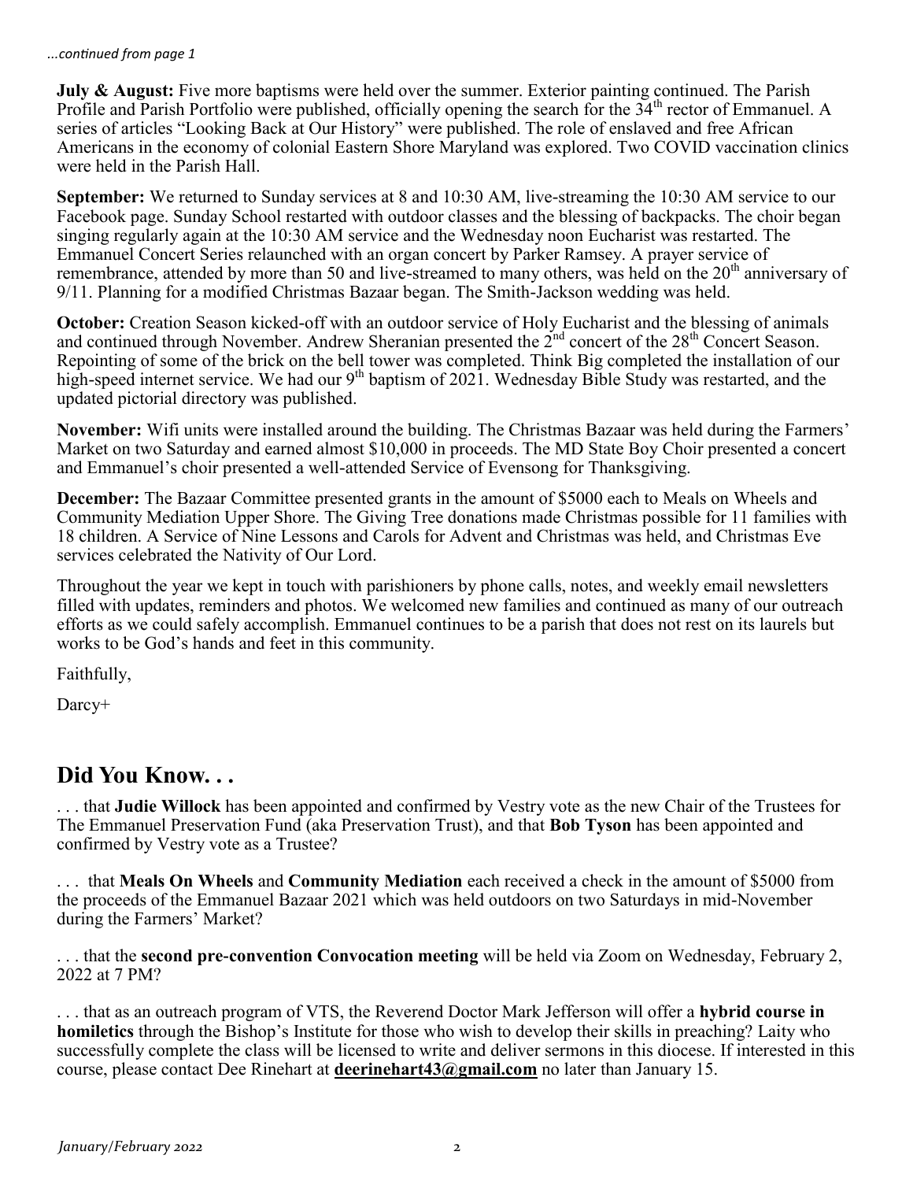*...continued from page 1*

**July & August:** Five more baptisms were held over the summer. Exterior painting continued. The Parish Profile and Parish Portfolio were published, officially opening the search for the 34th rector of Emmanuel. A series of articles "Looking Back at Our History" were published. The role of enslaved and free African Americans in the economy of colonial Eastern Shore Maryland was explored. Two COVID vaccination clinics were held in the Parish Hall.

**September:** We returned to Sunday services at 8 and 10:30 AM, live-streaming the 10:30 AM service to our Facebook page. Sunday School restarted with outdoor classes and the blessing of backpacks. The choir began singing regularly again at the 10:30 AM service and the Wednesday noon Eucharist was restarted. The Emmanuel Concert Series relaunched with an organ concert by Parker Ramsey. A prayer service of remembrance, attended by more than 50 and live-streamed to many others, was held on the 20th anniversary of 9/11. Planning for a modified Christmas Bazaar began. The Smith-Jackson wedding was held.

**October:** Creation Season kicked-off with an outdoor service of Holy Eucharist and the blessing of animals and continued through November. Andrew Sheranian presented the 2nd concert of the 28th Concert Season. Repointing of some of the brick on the bell tower was completed. Think Big completed the installation of our high-speed internet service. We had our 9th baptism of 2021. Wednesday Bible Study was restarted, and the updated pictorial directory was published.

**November:** Wifi units were installed around the building. The Christmas Bazaar was held during the Farmers' Market on two Saturday and earned almost $10,000 in proceeds. The MD State Boy Choir presented a concert and Emmanuel's choir presented a well-attended Service of Evensong for Thanksgiving.

**December:** The Bazaar Committee presented grants in the amount of $5000 each to Meals on Wheels and Community Mediation Upper Shore. The Giving Tree donations made Christmas possible for 11 families with 18 children. A Service of Nine Lessons and Carols for Advent and Christmas was held, and Christmas Eve services celebrated the Nativity of Our Lord.

Throughout the year we kept in touch with parishioners by phone calls, notes, and weekly email newsletters filled with updates, reminders and photos. We welcomed new families and continued as many of our outreach efforts as we could safely accomplish. Emmanuel continues to be a parish that does not rest on its laurels but works to be God's hands and feet in this community.

Faithfully,

Darcy+

## Did You Know. . .

. . . that **Judie Willock** has been appointed and confirmed by Vestry vote as the new Chair of the Trustees for The Emmanuel Preservation Fund (aka Preservation Trust), and that **Bob Tyson** has been appointed and confirmed by Vestry vote as a Trustee?

. . . that **Meals On Wheels** and **Community Mediation** each received a check in the amount of $5000 from the proceeds of the Emmanuel Bazaar 2021 which was held outdoors on two Saturdays in mid-November during the Farmers' Market?

. . . that the **second pre-convention Convocation meeting** will be held via Zoom on Wednesday, February 2, 2022 at 7 PM?

. . . that as an outreach program of VTS, the Reverend Doctor Mark Jefferson will offer a **hybrid course in homiletics** through the Bishop's Institute for those who wish to develop their skills in preaching? Laity who successfully complete the class will be licensed to write and deliver sermons in this diocese. If interested in this course, please contact Dee Rinehart at **deerinehart43@gmail.com** no later than January 15.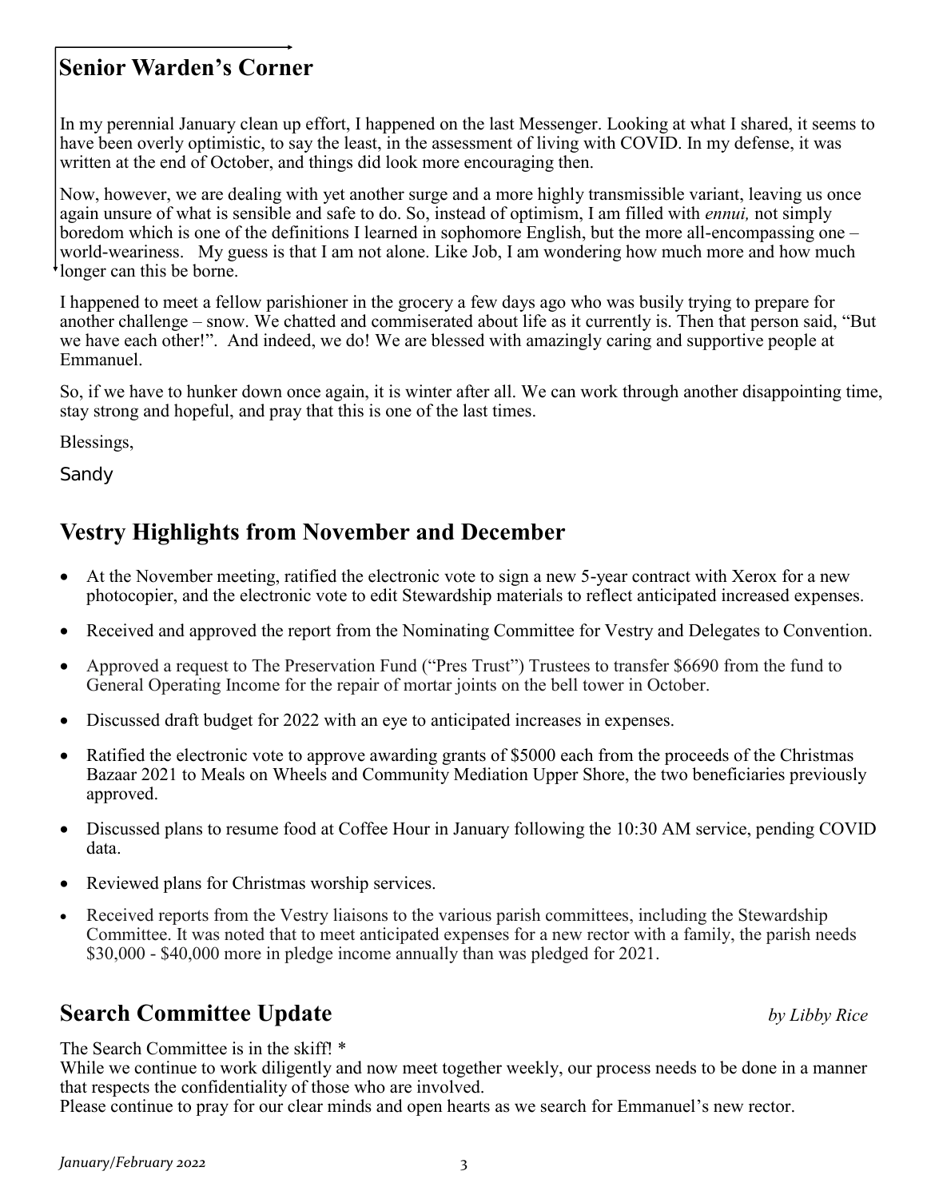## Senior Warden's Corner

In my perennial January clean up effort, I happened on the last Messenger. Looking at what I shared, it seems to have been overly optimistic, to say the least, in the assessment of living with COVID. In my defense, it was written at the end of October, and things did look more encouraging then.

Now, however, we are dealing with yet another surge and a more highly transmissible variant, leaving us once again unsure of what is sensible and safe to do. So, instead of optimism, I am filled with *ennui,* not simply boredom which is one of the definitions I learned in sophomore English, but the more all-encompassing one – world-weariness. My guess is that I am not alone. Like Job, I am wondering how much more and how much longer can this be borne.

I happened to meet a fellow parishioner in the grocery a few days ago who was busily trying to prepare for another challenge – snow. We chatted and commiserated about life as it currently is. Then that person said, "But we have each other!". And indeed, we do! We are blessed with amazingly caring and supportive people at Emmanuel.

So, if we have to hunker down once again, it is winter after all. We can work through another disappointing time, stay strong and hopeful, and pray that this is one of the last times.

Blessings,

Sandy

## Vestry Highlights from November and December

- At the November meeting, ratified the electronic vote to sign a new 5-year contract with Xerox for a new photocopier, and the electronic vote to edit Stewardship materials to reflect anticipated increased expenses.
- Received and approved the report from the Nominating Committee for Vestry and Delegates to Convention.
- Approved a request to The Preservation Fund ("Pres Trust") Trustees to transfer $6690 from the fund to General Operating Income for the repair of mortar joints on the bell tower in October.
- Discussed draft budget for 2022 with an eye to anticipated increases in expenses.
- Ratified the electronic vote to approve awarding grants of $5000 each from the proceeds of the Christmas Bazaar 2021 to Meals on Wheels and Community Mediation Upper Shore, the two beneficiaries previously approved.
- Discussed plans to resume food at Coffee Hour in January following the 10:30 AM service, pending COVID data.
- Reviewed plans for Christmas worship services.
- Received reports from the Vestry liaisons to the various parish committees, including the Stewardship Committee. It was noted that to meet anticipated expenses for a new rector with a family, the parish needs $30,000 - $40,000 more in pledge income annually than was pledged for 2021.

## Search Committee Update

*by Libby Rice*

The Search Committee is in the skiff! *
While we continue to work diligently and now meet together weekly, our process needs to be done in a manner that respects the confidentiality of those who are involved.
Please continue to pray for our clear minds and open hearts as we search for Emmanuel's new rector.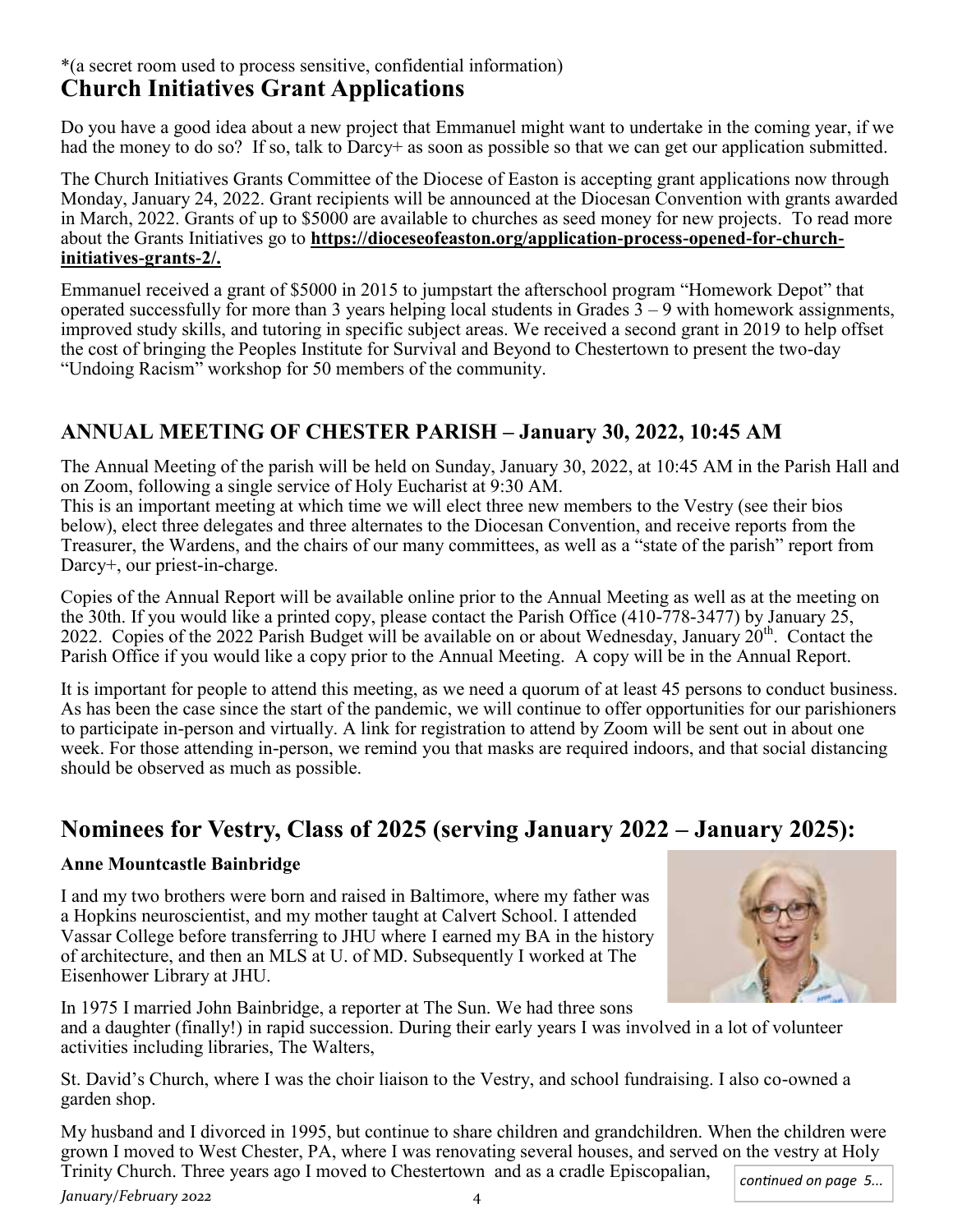*(a secret room used to process sensitive, confidential information)

## Church Initiatives Grant Applications

Do you have a good idea about a new project that Emmanuel might want to undertake in the coming year, if we had the money to do so? If so, talk to Darcy+ as soon as possible so that we can get our application submitted.

The Church Initiatives Grants Committee of the Diocese of Easton is accepting grant applications now through Monday, January 24, 2022. Grant recipients will be announced at the Diocesan Convention with grants awarded in March, 2022. Grants of up to $5000 are available to churches as seed money for new projects. To read more about the Grants Initiatives go to **https://dioceseofeaston.org/application-process-opened-for-church-initiatives-grants-2/.**

Emmanuel received a grant of $5000 in 2015 to jumpstart the afterschool program "Homework Depot" that operated successfully for more than 3 years helping local students in Grades 3 – 9 with homework assignments, improved study skills, and tutoring in specific subject areas. We received a second grant in 2019 to help offset the cost of bringing the Peoples Institute for Survival and Beyond to Chestertown to present the two-day "Undoing Racism" workshop for 50 members of the community.

## ANNUAL MEETING OF CHESTER PARISH – January 30, 2022, 10:45 AM

The Annual Meeting of the parish will be held on Sunday, January 30, 2022, at 10:45 AM in the Parish Hall and on Zoom, following a single service of Holy Eucharist at 9:30 AM.

This is an important meeting at which time we will elect three new members to the Vestry (see their bios below), elect three delegates and three alternates to the Diocesan Convention, and receive reports from the Treasurer, the Wardens, and the chairs of our many committees, as well as a "state of the parish" report from Darcy+, our priest-in-charge.

Copies of the Annual Report will be available online prior to the Annual Meeting as well as at the meeting on the 30th. If you would like a printed copy, please contact the Parish Office (410-778-3477) by January 25, 2022. Copies of the 2022 Parish Budget will be available on or about Wednesday, January 20th. Contact the Parish Office if you would like a copy prior to the Annual Meeting. A copy will be in the Annual Report.

It is important for people to attend this meeting, as we need a quorum of at least 45 persons to conduct business. As has been the case since the start of the pandemic, we will continue to offer opportunities for our parishioners to participate in-person and virtually. A link for registration to attend by Zoom will be sent out in about one week. For those attending in-person, we remind you that masks are required indoors, and that social distancing should be observed as much as possible.

## Nominees for Vestry, Class of 2025 (serving January 2022 – January 2025):

**Anne Mountcastle Bainbridge**

I and my two brothers were born and raised in Baltimore, where my father was a Hopkins neuroscientist, and my mother taught at Calvert School. I attended Vassar College before transferring to JHU where I earned my BA in the history of architecture, and then an MLS at U. of MD. Subsequently I worked at The Eisenhower Library at JHU.

In 1975 I married John Bainbridge, a reporter at The Sun. We had three sons and a daughter (finally!) in rapid succession. During their early years I was involved in a lot of volunteer activities including libraries, The Walters,

St. David's Church, where I was the choir liaison to the Vestry, and school fundraising. I also co-owned a garden shop.

My husband and I divorced in 1995, but continue to share children and grandchildren. When the children were grown I moved to West Chester, PA, where I was renovating several houses, and served on the vestry at Holy Trinity Church. Three years ago I moved to Chestertown and as a cradle Episcopalian,

*continued on page 5...*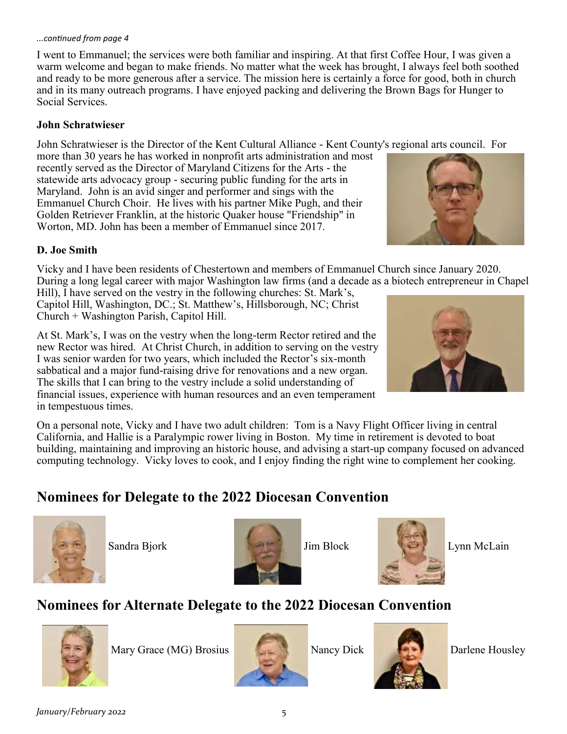*...continued from page 4*

I went to Emmanuel; the services were both familiar and inspiring. At that first Coffee Hour, I was given a warm welcome and began to make friends. No matter what the week has brought, I always feel both soothed and ready to be more generous after a service. The mission here is certainly a force for good, both in church and in its many outreach programs. I have enjoyed packing and delivering the Brown Bags for Hunger to Social Services.

**John Schratwieser**

John Schratwieser is the Director of the Kent Cultural Alliance - Kent County's regional arts council. For more than 30 years he has worked in nonprofit arts administration and most recently served as the Director of Maryland Citizens for the Arts - the statewide arts advocacy group - securing public funding for the arts in Maryland. John is an avid singer and performer and sings with the Emmanuel Church Choir. He lives with his partner Mike Pugh, and their Golden Retriever Franklin, at the historic Quaker house "Friendship" in Worton, MD. John has been a member of Emmanuel since 2017.

**D. Joe Smith**

Vicky and I have been residents of Chestertown and members of Emmanuel Church since January 2020. During a long legal career with major Washington law firms (and a decade as a biotech entrepreneur in Chapel Hill), I have served on the vestry in the following churches: St. Mark's, Capitol Hill, Washington, DC.; St. Matthew's, Hillsborough, NC; Christ Church + Washington Parish, Capitol Hill.

At St. Mark's, I was on the vestry when the long-term Rector retired and the new Rector was hired. At Christ Church, in addition to serving on the vestry I was senior warden for two years, which included the Rector's six-month sabbatical and a major fund-raising drive for renovations and a new organ. The skills that I can bring to the vestry include a solid understanding of financial issues, experience with human resources and an even temperament in tempestuous times.

On a personal note, Vicky and I have two adult children: Tom is a Navy Flight Officer living in central California, and Hallie is a Paralympic rower living in Boston. My time in retirement is devoted to boat building, maintaining and improving an historic house, and advising a start-up company focused on advanced computing technology. Vicky loves to cook, and I enjoy finding the right wine to complement her cooking.

## Nominees for Delegate to the 2022 Diocesan Convention

Sandra Bjork

Jim Block

Lynn McLain

## Nominees for Alternate Delegate to the 2022 Diocesan Convention

Mary Grace (MG) Brosius

Nancy Dick

Darlene Housley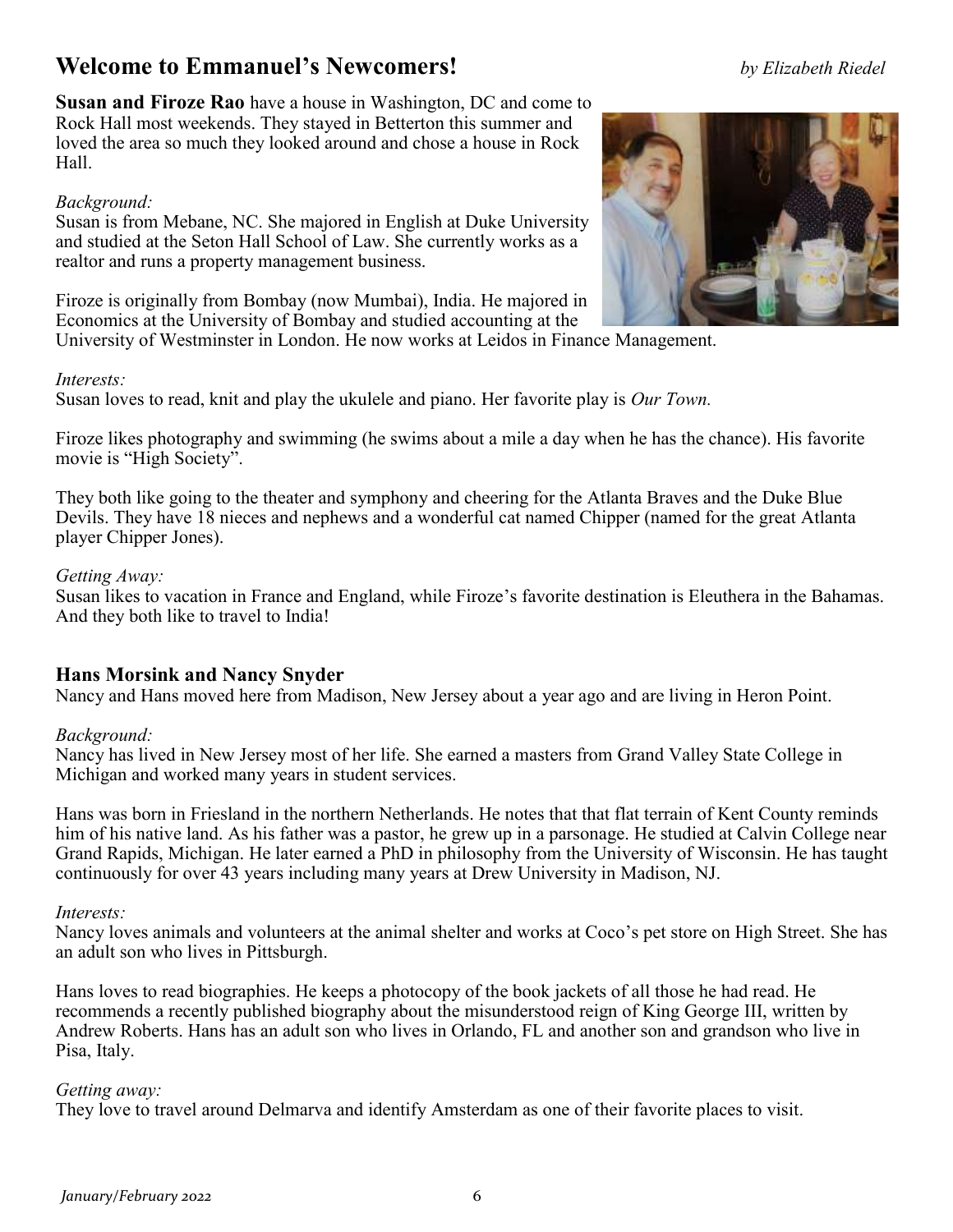## Welcome to Emmanuel's Newcomers!

*by Elizabeth Riedel*

**Susan and Firoze Rao** have a house in Washington, DC and come to Rock Hall most weekends. They stayed in Betterton this summer and loved the area so much they looked around and chose a house in Rock Hall.

*Background:*
Susan is from Mebane, NC. She majored in English at Duke University and studied at the Seton Hall School of Law. She currently works as a realtor and runs a property management business.

Firoze is originally from Bombay (now Mumbai), India. He majored in Economics at the University of Bombay and studied accounting at the University of Westminster in London. He now works at Leidos in Finance Management.

*Interests:*
Susan loves to read, knit and play the ukulele and piano. Her favorite play is *Our Town.*

Firoze likes photography and swimming (he swims about a mile a day when he has the chance). His favorite movie is "High Society".

They both like going to the theater and symphony and cheering for the Atlanta Braves and the Duke Blue Devils. They have 18 nieces and nephews and a wonderful cat named Chipper (named for the great Atlanta player Chipper Jones).

*Getting Away:*
Susan likes to vacation in France and England, while Firoze's favorite destination is Eleuthera in the Bahamas. And they both like to travel to India!

### Hans Morsink and Nancy Snyder

Nancy and Hans moved here from Madison, New Jersey about a year ago and are living in Heron Point.

*Background:*
Nancy has lived in New Jersey most of her life. She earned a masters from Grand Valley State College in Michigan and worked many years in student services.

Hans was born in Friesland in the northern Netherlands. He notes that that flat terrain of Kent County reminds him of his native land. As his father was a pastor, he grew up in a parsonage. He studied at Calvin College near Grand Rapids, Michigan. He later earned a PhD in philosophy from the University of Wisconsin. He has taught continuously for over 43 years including many years at Drew University in Madison, NJ.

*Interests:*
Nancy loves animals and volunteers at the animal shelter and works at Coco's pet store on High Street. She has an adult son who lives in Pittsburgh.

Hans loves to read biographies. He keeps a photocopy of the book jackets of all those he had read. He recommends a recently published biography about the misunderstood reign of King George III, written by Andrew Roberts. Hans has an adult son who lives in Orlando, FL and another son and grandson who live in Pisa, Italy.

*Getting away:*
They love to travel around Delmarva and identify Amsterdam as one of their favorite places to visit.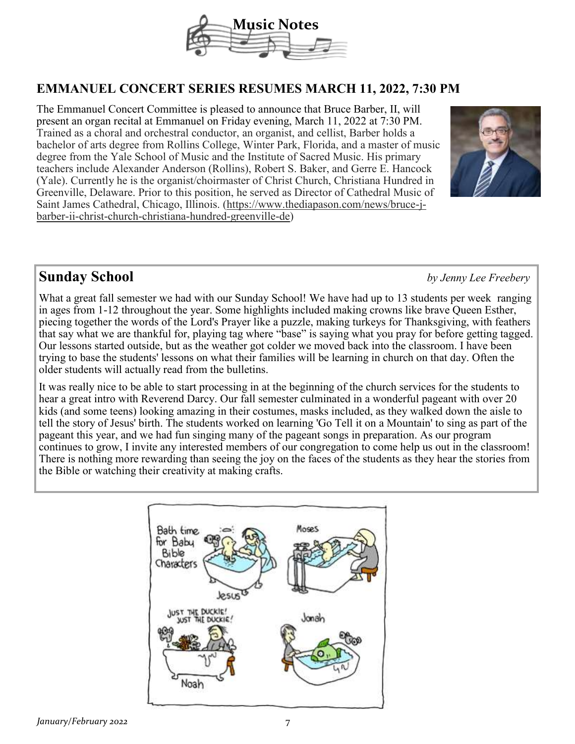# Music Notes

## EMMANUEL CONCERT SERIES RESUMES MARCH 11, 2022, 7:30 PM

The Emmanuel Concert Committee is pleased to announce that Bruce Barber, II, will present an organ recital at Emmanuel on Friday evening, March 11, 2022 at 7:30 PM. Trained as a choral and orchestral conductor, an organist, and cellist, Barber holds a bachelor of arts degree from Rollins College, Winter Park, Florida, and a master of music degree from the Yale School of Music and the Institute of Sacred Music. His primary teachers include Alexander Anderson (Rollins), Robert S. Baker, and Gerre E. Hancock (Yale). Currently he is the organist/choirmaster of Christ Church, Christiana Hundred in Greenville, Delaware. Prior to this position, he served as Director of Cathedral Music of Saint James Cathedral, Chicago, Illinois. (https://www.thediapason.com/news/bruce-j-barber-ii-christ-church-christiana-hundred-greenville-de)

## Sunday School

*by Jenny Lee Freebery*

What a great fall semester we had with our Sunday School! We have had up to 13 students per week ranging in ages from 1-12 throughout the year. Some highlights included making crowns like brave Queen Esther, piecing together the words of the Lord's Prayer like a puzzle, making turkeys for Thanksgiving, with feathers that say what we are thankful for, playing tag where "base" is saying what you pray for before getting tagged. Our lessons started outside, but as the weather got colder we moved back into the classroom. I have been trying to base the students' lessons on what their families will be learning in church on that day. Often the older students will actually read from the bulletins.

It was really nice to be able to start processing in at the beginning of the church services for the students to hear a great intro with Reverend Darcy. Our fall semester culminated in a wonderful pageant with over 20 kids (and some teens) looking amazing in their costumes, masks included, as they walked down the aisle to tell the story of Jesus' birth. The students worked on learning 'Go Tell it on a Mountain' to sing as part of the pageant this year, and we had fun singing many of the pageant songs in preparation. As our program continues to grow, I invite any interested members of our congregation to come help us out in the classroom! There is nothing more rewarding than seeing the joy on the faces of the students as they hear the stories from the Bible or watching their creativity at making crafts.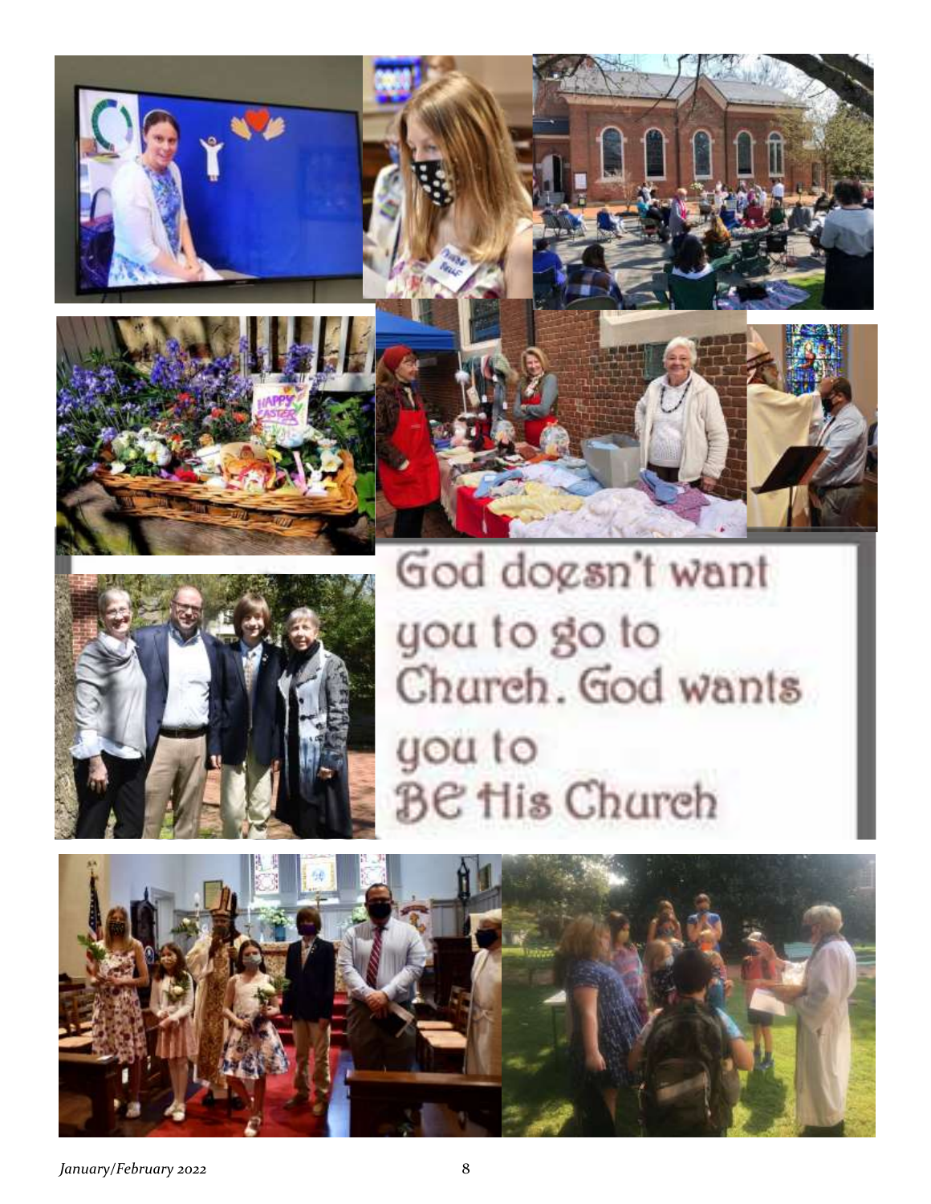God doesn't want you to go to Church. God wants you to BE His Church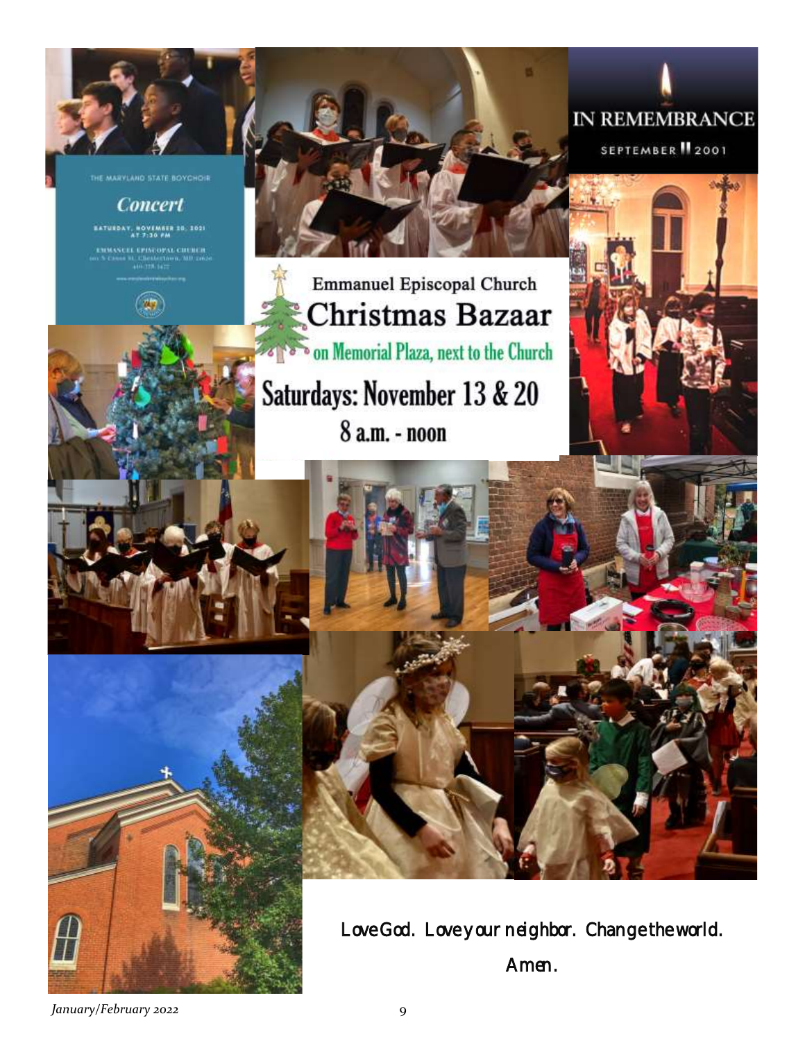THE MARYLAND STATE BOYCHOIR

## Concert

SATURDAY, NOVEMBER 20, 2021
AT 7:30 PM

EMMANUEL EPISCOPAL CHURCH

IN REMEMBRANCE

SEPTEMBER 11 2001

Emmanuel Episcopal Church

# Christmas Bazaar

on Memorial Plaza, next to the Church

## Saturdays: November 13 & 20

8 a.m. - noon

Love God. Love your neighbor. Change the world.

Amen.

*January/February 2022*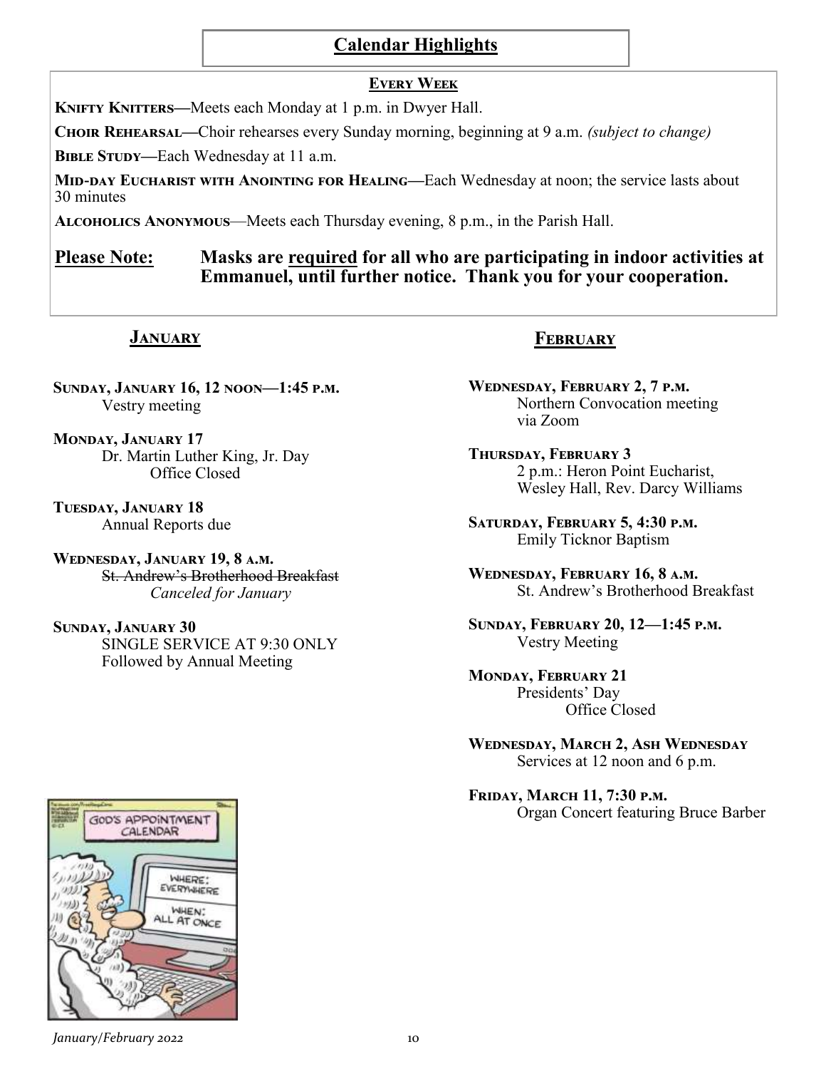# Calendar Highlights

## Every Week

**Knifty Knitters—**Meets each Monday at 1 p.m. in Dwyer Hall.

**Choir Rehearsal—**Choir rehearses every Sunday morning, beginning at 9 a.m. *(subject to change)*

**Bible Study—**Each Wednesday at 11 a.m.

**Mid-day Eucharist with Anointing for Healing—**Each Wednesday at noon; the service lasts about 30 minutes

**Alcoholics Anonymous**—Meets each Thursday evening, 8 p.m., in the Parish Hall.

**Please Note: Masks are required for all who are participating in indoor activities at Emmanuel, until further notice. Thank you for your cooperation.**

## January

**Sunday, January 16, 12 noon—1:45 p.m.**
Vestry meeting

**Monday, January 17**
Dr. Martin Luther King, Jr. Day
Office Closed

**Tuesday, January 18**
Annual Reports due

**Wednesday, January 19, 8 a.m.**
~~St. Andrew's Brotherhood Breakfast~~
*Canceled for January*

**Sunday, January 30**
SINGLE SERVICE AT 9:30 ONLY
Followed by Annual Meeting

## February

**Wednesday, February 2, 7 p.m.**
Northern Convocation meeting via Zoom

**Thursday, February 3**
2 p.m.: Heron Point Eucharist, Wesley Hall, Rev. Darcy Williams

**Saturday, February 5, 4:30 p.m.**
Emily Ticknor Baptism

**Wednesday, February 16, 8 a.m.**
St. Andrew's Brotherhood Breakfast

**Sunday, February 20, 12—1:45 p.m.**
Vestry Meeting

**Monday, February 21**
Presidents' Day
Office Closed

**Wednesday, March 2, Ash Wednesday**
Services at 12 noon and 6 p.m.

**Friday, March 11, 7:30 p.m.**
Organ Concert featuring Bruce Barber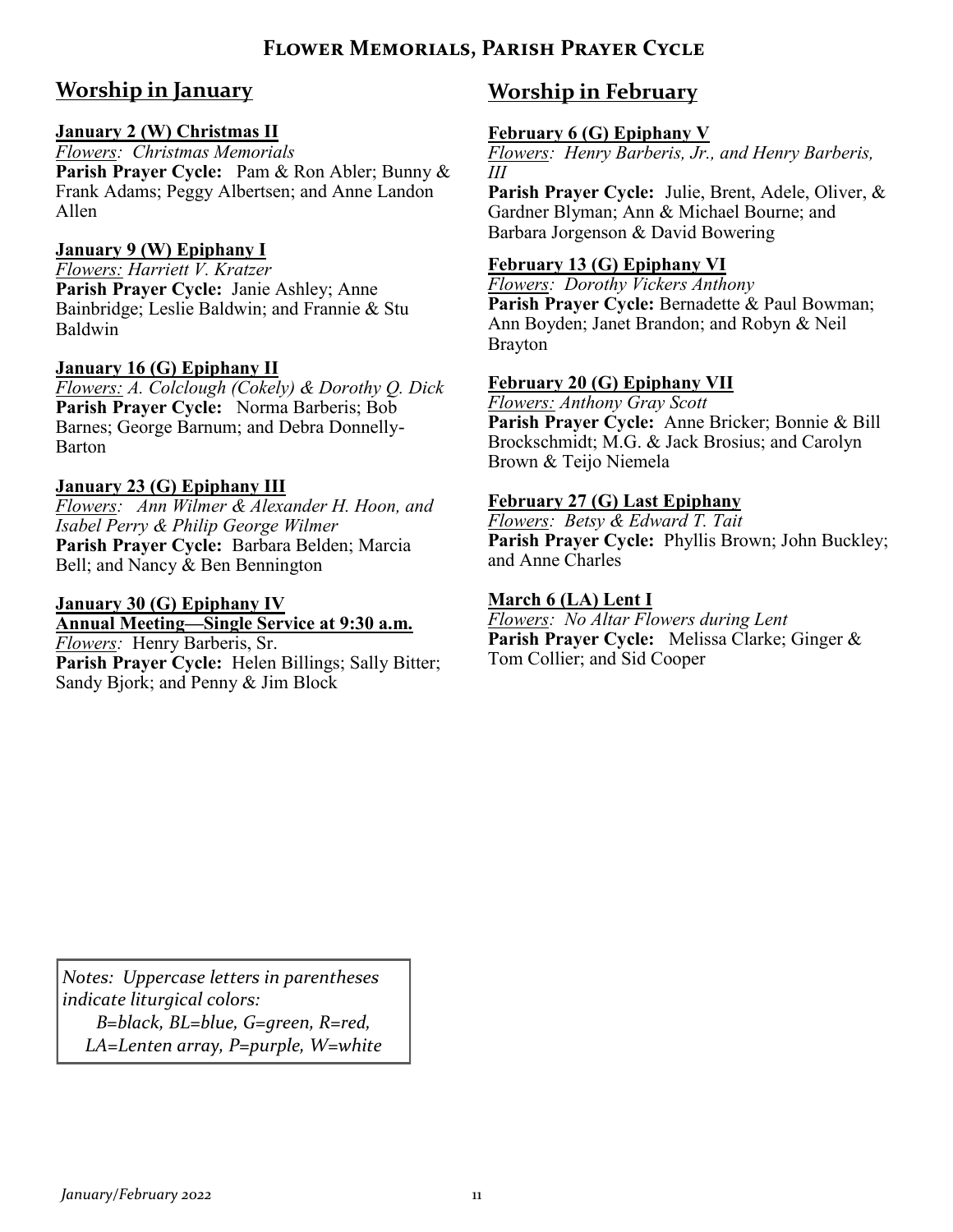## Flower Memorials, Parish Prayer Cycle

## Worship in January

**January 2 (W) Christmas II**
*Flowers: Christmas Memorials*
**Parish Prayer Cycle:** Pam & Ron Abler; Bunny & Frank Adams; Peggy Albertsen; and Anne Landon Allen

**January 9 (W) Epiphany I**
*Flowers: Harriett V. Kratzer*
**Parish Prayer Cycle:** Janie Ashley; Anne Bainbridge; Leslie Baldwin; and Frannie & Stu Baldwin

**January 16 (G) Epiphany II**
*Flowers: A. Colclough (Cokely) & Dorothy Q. Dick*
**Parish Prayer Cycle:** Norma Barberis; Bob Barnes; George Barnum; and Debra Donnelly-Barton

**January 23 (G) Epiphany III**
*Flowers: Ann Wilmer & Alexander H. Hoon, and Isabel Perry & Philip George Wilmer*
**Parish Prayer Cycle:** Barbara Belden; Marcia Bell; and Nancy & Ben Bennington

**January 30 (G) Epiphany IV**
**Annual Meeting—Single Service at 9:30 a.m.**
*Flowers:* Henry Barberis, Sr.
**Parish Prayer Cycle:** Helen Billings; Sally Bitter; Sandy Bjork; and Penny & Jim Block

## Worship in February

**February 6 (G) Epiphany V**
*Flowers: Henry Barberis, Jr., and Henry Barberis, III*
**Parish Prayer Cycle:** Julie, Brent, Adele, Oliver, & Gardner Blyman; Ann & Michael Bourne; and Barbara Jorgenson & David Bowering

**February 13 (G) Epiphany VI**
*Flowers: Dorothy Vickers Anthony*
**Parish Prayer Cycle:** Bernadette & Paul Bowman; Ann Boyden; Janet Brandon; and Robyn & Neil Brayton

**February 20 (G) Epiphany VII**
*Flowers: Anthony Gray Scott*
**Parish Prayer Cycle:** Anne Bricker; Bonnie & Bill Brockschmidt; M.G. & Jack Brosius; and Carolyn Brown & Teijo Niemela

**February 27 (G) Last Epiphany**
*Flowers: Betsy & Edward T. Tait*
**Parish Prayer Cycle:** Phyllis Brown; John Buckley; and Anne Charles

**March 6 (LA) Lent I**
*Flowers: No Altar Flowers during Lent*
**Parish Prayer Cycle:** Melissa Clarke; Ginger & Tom Collier; and Sid Cooper

*Notes: Uppercase letters in parentheses indicate liturgical colors:*
*B=black, BL=blue, G=green, R=red, LA=Lenten array, P=purple, W=white*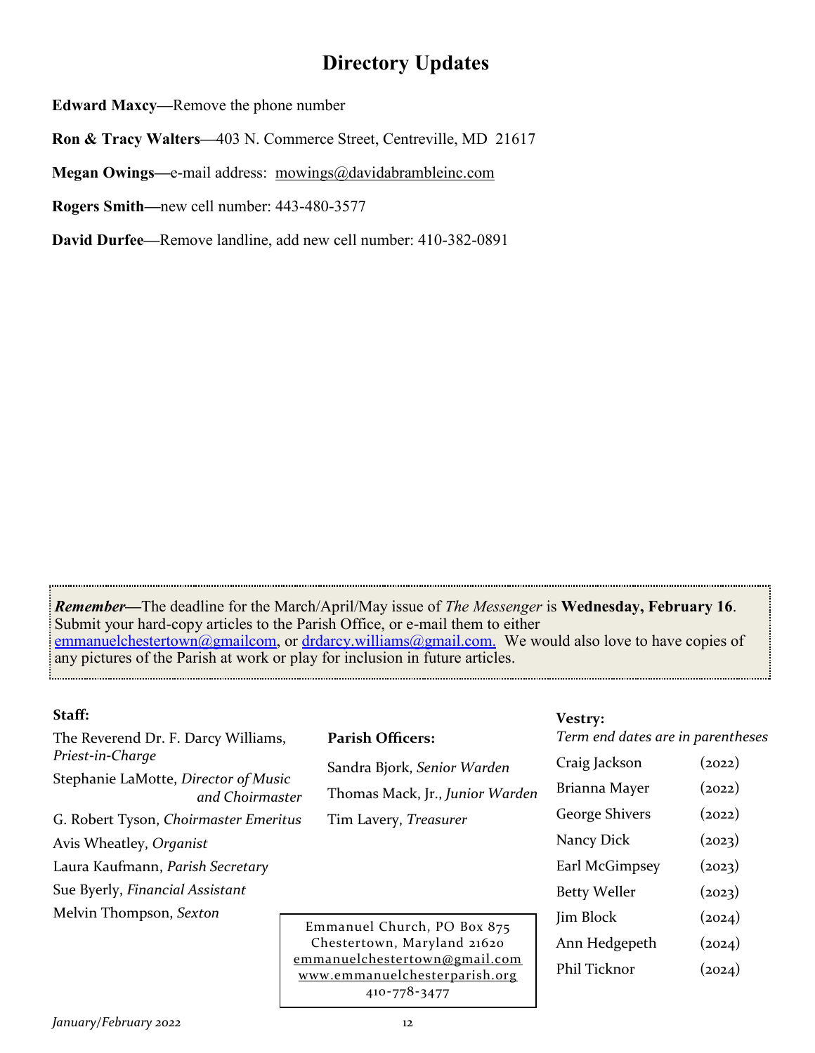# Directory Updates

**Edward Maxcy—**Remove the phone number

**Ron & Tracy Walters—**403 N. Commerce Street, Centreville, MD 21617

**Megan Owings—**e-mail address: mowings@davidabrambleinc.com

**Rogers Smith—**new cell number: 443-480-3577

**David Durfee—**Remove landline, add new cell number: 410-382-0891

***Remember*—**The deadline for the March/April/May issue of *The Messenger* is **Wednesday, February 16**. Submit your hard-copy articles to the Parish Office, or e-mail them to either emmanuelchestertown@gmailcom, or drdarcy.williams@gmail.com. We would also love to have copies of any pictures of the Parish at work or play for inclusion in future articles.

**Staff:**

The Reverend Dr. F. Darcy Williams, *Priest-in-Charge*

Stephanie LaMotte, *Director of Music and Choirmaster*

G. Robert Tyson, *Choirmaster Emeritus*

Avis Wheatley, *Organist*

Laura Kaufmann, *Parish Secretary*

Sue Byerly, *Financial Assistant*

Melvin Thompson, *Sexton*

**Parish Officers:**

Sandra Bjork, *Senior Warden*

Thomas Mack, Jr., *Junior Warden*

Tim Lavery, *Treasurer*

Emmanuel Church, PO Box 875
Chestertown, Maryland 21620
emmanuelchestertown@gmail.com
www.emmanuelchesterparish.org
410-778-3477

**Vestry:**
*Term end dates are in parentheses*

| | |
|---|---|
| Craig Jackson | (2022) |
| Brianna Mayer | (2022) |
| George Shivers | (2022) |
| Nancy Dick | (2023) |
| Earl McGimpsey | (2023) |
| Betty Weller | (2023) |
| Jim Block | (2024) |
| Ann Hedgepeth | (2024) |
| Phil Ticknor | (2024) |